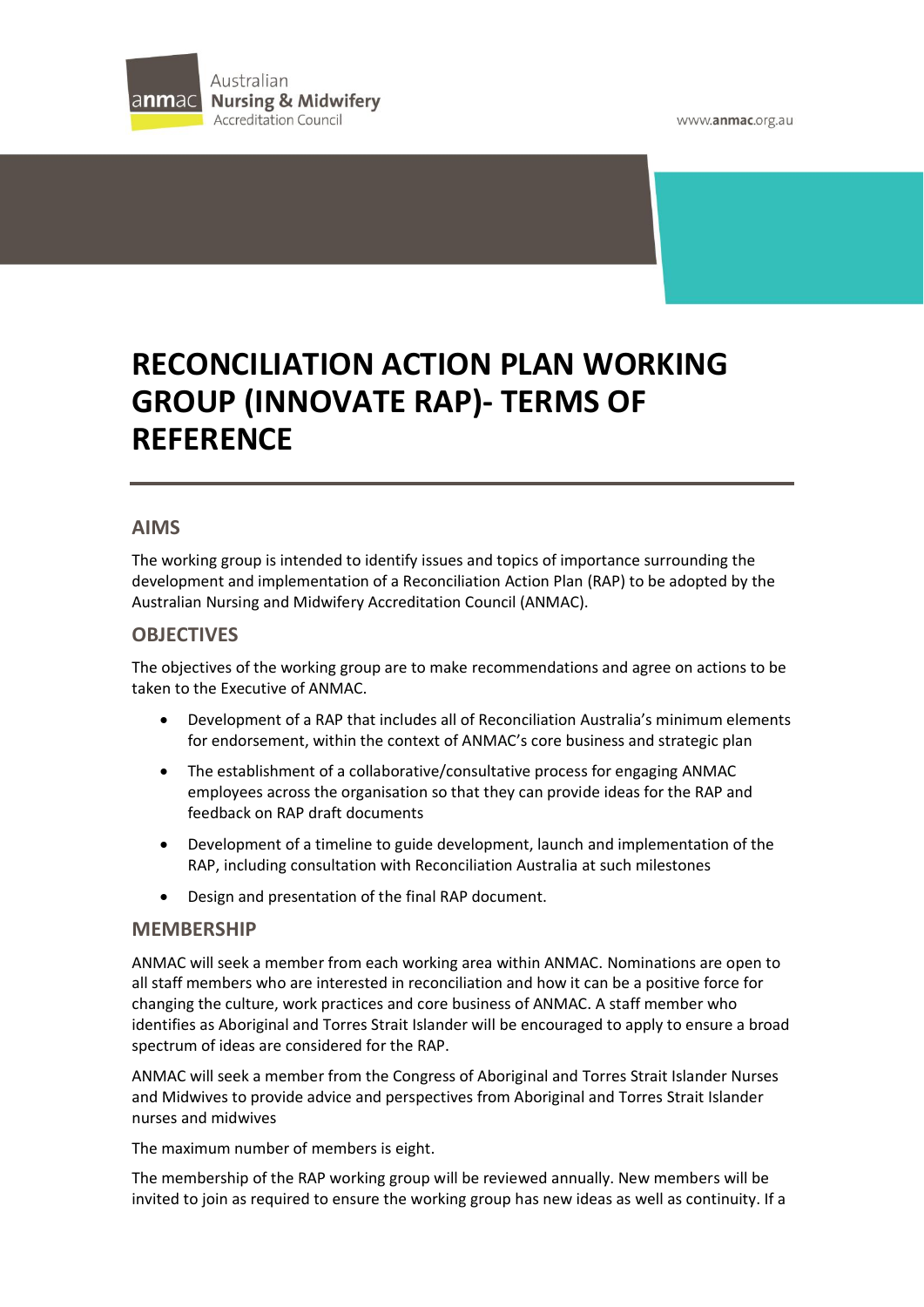# RECONCILIATION ACTION PLAN WORKING GROUP (INNOVATE RAP)- TERMS OF REFERENCE

## AIMS

The working group is intended to identify issues and topics of importance surrounding the development and implementation of a Reconciliation Action Plan (RAP) to be adopted by the Australian Nursing and Midwifery Accreditation Council (ANMAC).

## OBJECTIVES

The objectives of the working group are to make recommendations and agree on actions to be taken to the Executive of ANMAC.

- Development of a RAP that includes all of Reconciliation Australia's minimum elements for endorsement, within the context of ANMAC's core business and strategic plan
- The establishment of a collaborative/consultative process for engaging ANMAC employees across the organisation so that they can provide ideas for the RAP and feedback on RAP draft documents
- Development of a timeline to guide development, launch and implementation of the RAP, including consultation with Reconciliation Australia at such milestones
- Design and presentation of the final RAP document.

## MEMBERSHIP

ANMAC will seek a member from each working area within ANMAC. Nominations are open to all staff members who are interested in reconciliation and how it can be a positive force for changing the culture, work practices and core business of ANMAC. A staff member who identifies as Aboriginal and Torres Strait Islander will be encouraged to apply to ensure a broad spectrum of ideas are considered for the RAP.

ANMAC will seek a member from the Congress of Aboriginal and Torres Strait Islander Nurses and Midwives to provide advice and perspectives from Aboriginal and Torres Strait Islander nurses and midwives

The maximum number of members is eight.

The membership of the RAP working group will be reviewed annually. New members will be invited to join as required to ensure the working group has new ideas as well as continuity. If a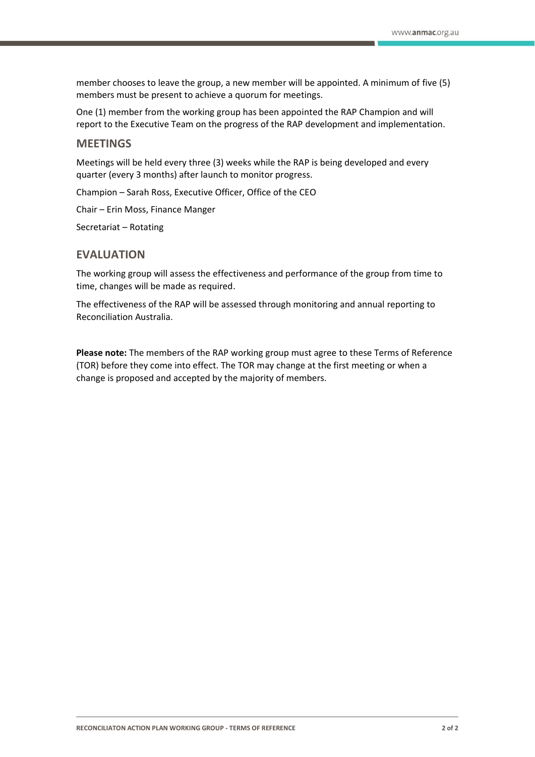member chooses to leave the group, a new member will be appointed. A minimum of five (5) members must be present to achieve a quorum for meetings.

One (1) member from the working group has been appointed the RAP Champion and will report to the Executive Team on the progress of the RAP development and implementation.

## MEETINGS

Meetings will be held every three (3) weeks while the RAP is being developed and every quarter (every 3 months) after launch to monitor progress.

Champion – Sarah Ross, Executive Officer, Office of the CEO

Chair – Erin Moss, Finance Manger

Secretariat – Rotating

## EVALUATION

The working group will assess the effectiveness and performance of the group from time to time, changes will be made as required.

The effectiveness of the RAP will be assessed through monitoring and annual reporting to Reconciliation Australia.

**Please note:** The members of the RAP working group must agree to these Terms of Reference (TOR) before they come into effect. The TOR may change at the first meeting or when a change is proposed and accepted by the majority of members.